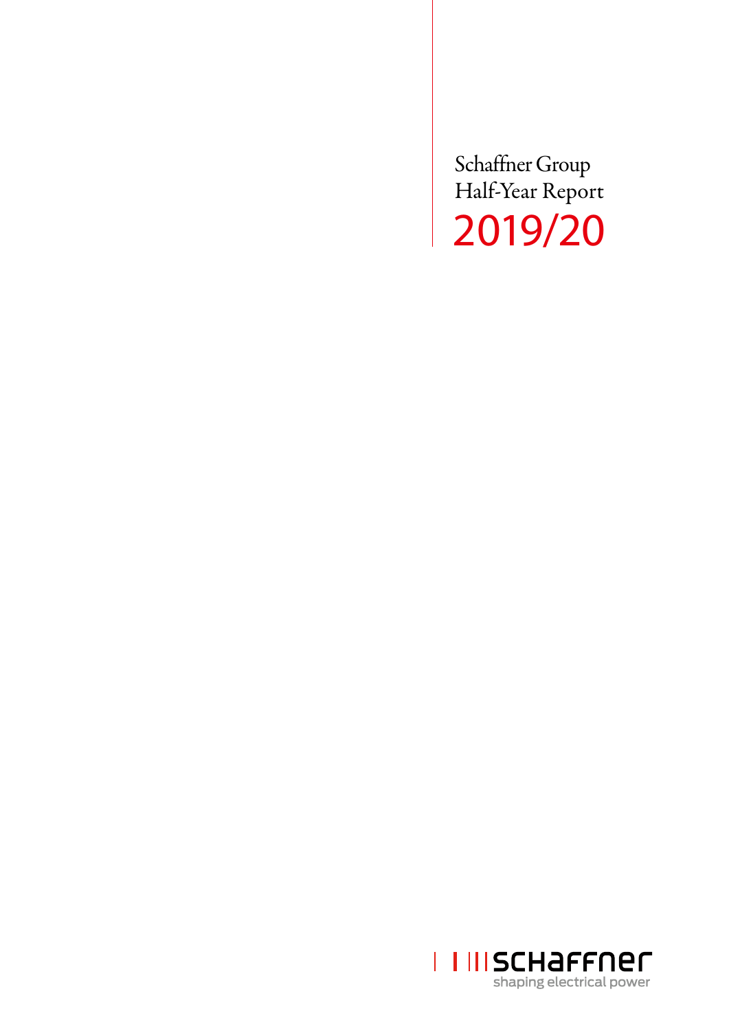# Schaffner Group Half-Year Report 2019/20

schaffner

shaping electrical power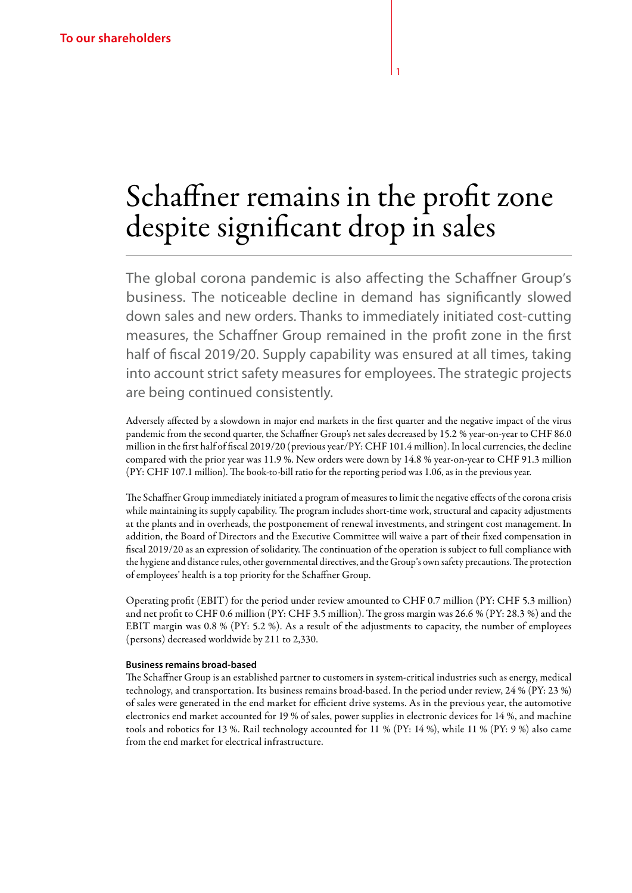# Schaffner remains in the profit zone despite significant drop in sales

The global corona pandemic is also affecting the Schaffner Group's business. The noticeable decline in demand has significantly slowed down sales and new orders. Thanks to immediately initiated cost-cutting measures, the Schaffner Group remained in the profit zone in the first half of fiscal 2019/20. Supply capability was ensured at all times, taking into account strict safety measures for employees. The strategic projects are being continued consistently.

Adversely affected by a slowdown in major end markets in the first quarter and the negative impact of the virus pandemic from the second quarter, the Schaffner Group's net sales decreased by 15.2 % year-on-year to CHF 86.0 million in the first half of fiscal 2019/20 (previous year/PY: CHF 101.4 million). In local currencies, the decline compared with the prior year was 11.9 %. New orders were down by 14.8 % year-on-year to CHF 91.3 million (PY: CHF 107.1 million). The book-to-bill ratio for the reporting period was 1.06, as in the previous year.

The Schaffner Group immediately initiated a program of measures to limit the negative effects of the corona crisis while maintaining its supply capability. The program includes short-time work, structural and capacity adjustments at the plants and in overheads, the postponement of renewal investments, and stringent cost management. In addition, the Board of Directors and the Executive Committee will waive a part of their fixed compensation in fiscal 2019/20 as an expression of solidarity. The continuation of the operation is subject to full compliance with the hygiene and distance rules, other governmental directives, and the Group's own safety precautions. The protection of employees' health is a top priority for the Schaffner Group.

Operating profit (EBIT) for the period under review amounted to CHF 0.7 million (PY: CHF 5.3 million) and net profit to CHF 0.6 million (PY: CHF 3.5 million). The gross margin was 26.6 % (PY: 28.3 %) and the EBIT margin was 0.8 % (PY: 5.2 %). As a result of the adjustments to capacity, the number of employees (persons) decreased worldwide by 211 to 2,330.

**Business remains broad-based**

The Schaffner Group is an established partner to customers in system-critical industries such as energy, medical technology, and transportation. Its business remains broad-based. In the period under review, 24 % (PY: 23 %) of sales were generated in the end market for efficient drive systems. As in the previous year, the automotive electronics end market accounted for 19 % of sales, power supplies in electronic devices for 14 %, and machine tools and robotics for 13 %. Rail technology accounted for 11 % (PY: 14 %), while 11 % (PY: 9 %) also came from the end market for electrical infrastructure.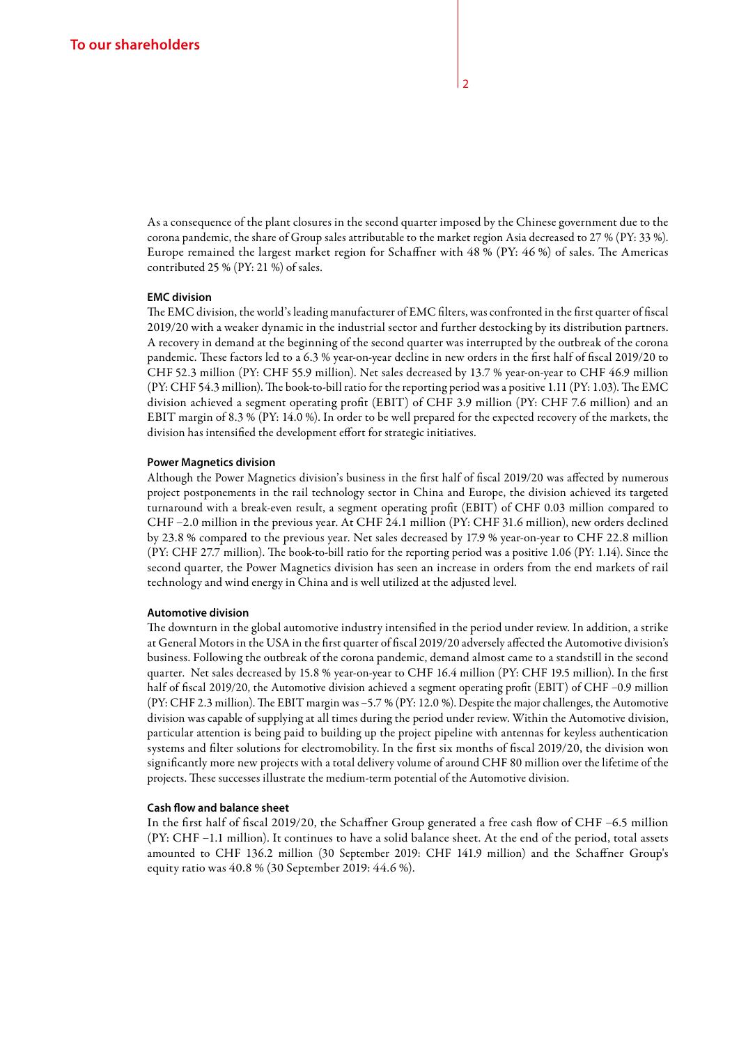As a consequence of the plant closures in the second quarter imposed by the Chinese government due to the corona pandemic, the share of Group sales attributable to the market region Asia decreased to 27 % (PY: 33 %). Europe remained the largest market region for Schaffner with 48 % (PY: 46 %) of sales. The Americas contributed 25 % (PY: 21 %) of sales.

### EMC division

The EMC division, the world's leading manufacturer of EMC filters, was confronted in the first quarter of fiscal 2019/20 with a weaker dynamic in the industrial sector and further destocking by its distribution partners. A recovery in demand at the beginning of the second quarter was interrupted by the outbreak of the corona pandemic. These factors led to a 6.3 % year-on-year decline in new orders in the first half of fiscal 2019/20 to CHF 52.3 million (PY: CHF 55.9 million). Net sales decreased by 13.7 % year-on-year to CHF 46.9 million (PY: CHF 54.3 million). The book-to-bill ratio for the reporting period was a positive 1.11 (PY: 1.03). The EMC division achieved a segment operating profit (EBIT) of CHF 3.9 million (PY: CHF 7.6 million) and an EBIT margin of 8.3 % (PY: 14.0 %). In order to be well prepared for the expected recovery of the markets, the division has intensified the development effort for strategic initiatives.

### Power Magnetics division

Although the Power Magnetics division's business in the first half of fiscal 2019/20 was affected by numerous project postponements in the rail technology sector in China and Europe, the division achieved its targeted turnaround with a break-even result, a segment operating profit (EBIT) of CHF 0.03 million compared to CHF −2.0 million in the previous year. At CHF 24.1 million (PY: CHF 31.6 million), new orders declined by 23.8 % compared to the previous year. Net sales decreased by 17.9 % year-on-year to CHF 22.8 million (PY: CHF 27.7 million). The book-to-bill ratio for the reporting period was a positive 1.06 (PY: 1.14). Since the second quarter, the Power Magnetics division has seen an increase in orders from the end markets of rail technology and wind energy in China and is well utilized at the adjusted level.

### Automotive division

The downturn in the global automotive industry intensified in the period under review. In addition, a strike at General Motors in the USA in the first quarter of fiscal 2019/20 adversely affected the Automotive division's business. Following the outbreak of the corona pandemic, demand almost came to a standstill in the second quarter. Net sales decreased by 15.8 % year-on-year to CHF 16.4 million (PY: CHF 19.5 million). In the first half of fiscal 2019/20, the Automotive division achieved a segment operating profit (EBIT) of CHF −0.9 million (PY: CHF 2.3 million). The EBIT margin was −5.7 % (PY: 12.0 %). Despite the major challenges, the Automotive division was capable of supplying at all times during the period under review. Within the Automotive division, particular attention is being paid to building up the project pipeline with antennas for keyless authentication systems and filter solutions for electromobility. In the first six months of fiscal 2019/20, the division won significantly more new projects with a total delivery volume of around CHF 80 million over the lifetime of the projects. These successes illustrate the medium-term potential of the Automotive division.

### Cash flow and balance sheet

In the first half of fiscal 2019/20, the Schaffner Group generated a free cash flow of CHF −6.5 million (PY: CHF −1.1 million). It continues to have a solid balance sheet. At the end of the period, total assets amounted to CHF 136.2 million (30 September 2019: CHF 141.9 million) and the Schaffner Group's equity ratio was 40.8 % (30 September 2019: 44.6 %).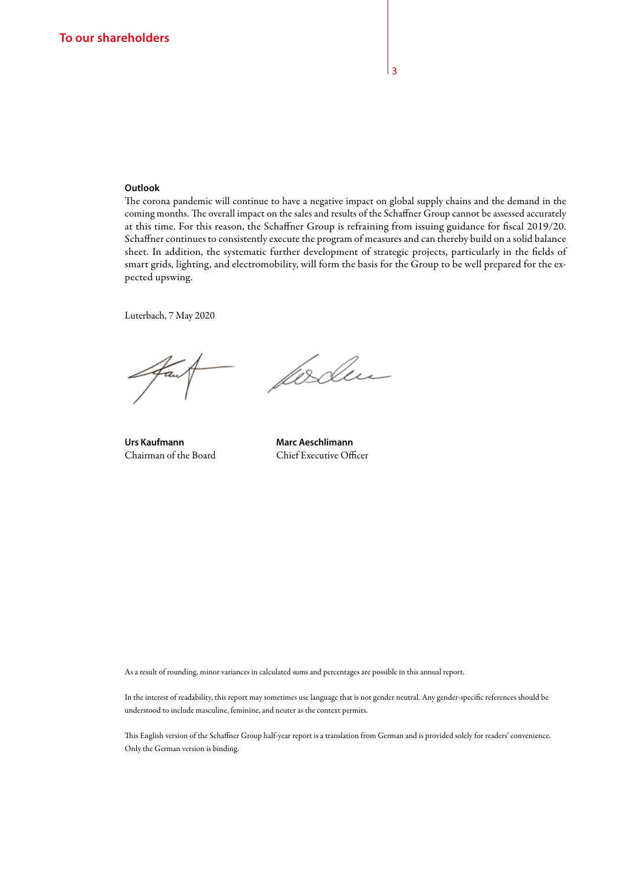## Outlook

The corona pandemic will continue to have a negative impact on global supply chains and the demand in the coming months. The overall impact on the sales and results of the Schaffner Group cannot be assessed accurately at this time. For this reason, the Schaffner Group is refraining from issuing guidance for fiscal 2019/20. Schaffner continues to consistently execute the program of measures and can thereby build on a solid balance sheet. In addition, the systematic further development of strategic projects, particularly in the fields of smart grids, lighting, and electromobility, will form the basis for the Group to be well prepared for the expected upswing.

Luterbach, 7 May 2020

**Urs Kaufmann**
Chairman of the Board

**Marc Aeschlimann**
Chief Executive Officer

As a result of rounding, minor variances in calculated sums and percentages are possible in this annual report.

In the interest of readability, this report may sometimes use language that is not gender neutral. Any gender-specific references should be understood to include masculine, feminine, and neuter as the context permits.

This English version of the Schaffner Group half-year report is a translation from German and is provided solely for readers' convenience. Only the German version is binding.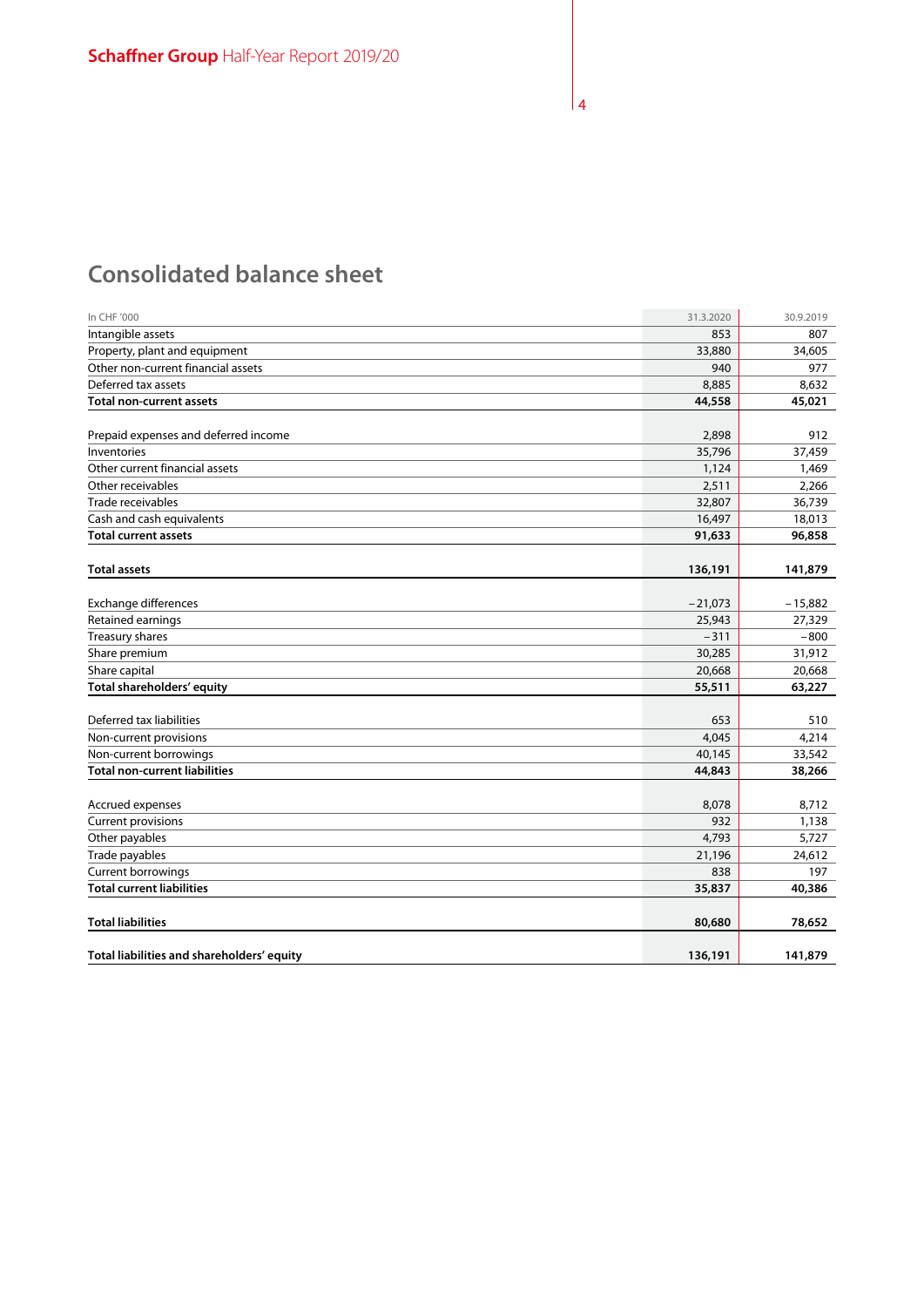# Consolidated balance sheet

| In CHF '000 | 31.3.2020 | 30.9.2019 |
|---|---|---|
| Intangible assets | 853 | 807 |
| Property, plant and equipment | 33,880 | 34,605 |
| Other non-current financial assets | 940 | 977 |
| Deferred tax assets | 8,885 | 8,632 |
| **Total non-current assets** | **44,558** | **45,021** |
| | | |
| Prepaid expenses and deferred income | 2,898 | 912 |
| Inventories | 35,796 | 37,459 |
| Other current financial assets | 1,124 | 1,469 |
| Other receivables | 2,511 | 2,266 |
| Trade receivables | 32,807 | 36,739 |
| Cash and cash equivalents | 16,497 | 18,013 |
| **Total current assets** | **91,633** | **96,858** |
| | | |
| **Total assets** | **136,191** | **141,879** |
| | | |
| Exchange differences | –21,073 | –15,882 |
| Retained earnings | 25,943 | 27,329 |
| Treasury shares | –311 | –800 |
| Share premium | 30,285 | 31,912 |
| Share capital | 20,668 | 20,668 |
| **Total shareholders' equity** | **55,511** | **63,227** |
| | | |
| Deferred tax liabilities | 653 | 510 |
| Non-current provisions | 4,045 | 4,214 |
| Non-current borrowings | 40,145 | 33,542 |
| **Total non-current liabilities** | **44,843** | **38,266** |
| | | |
| Accrued expenses | 8,078 | 8,712 |
| Current provisions | 932 | 1,138 |
| Other payables | 4,793 | 5,727 |
| Trade payables | 21,196 | 24,612 |
| Current borrowings | 838 | 197 |
| **Total current liabilities** | **35,837** | **40,386** |
| | | |
| **Total liabilities** | **80,680** | **78,652** |
| | | |
| **Total liabilities and shareholders' equity** | **136,191** | **141,879** |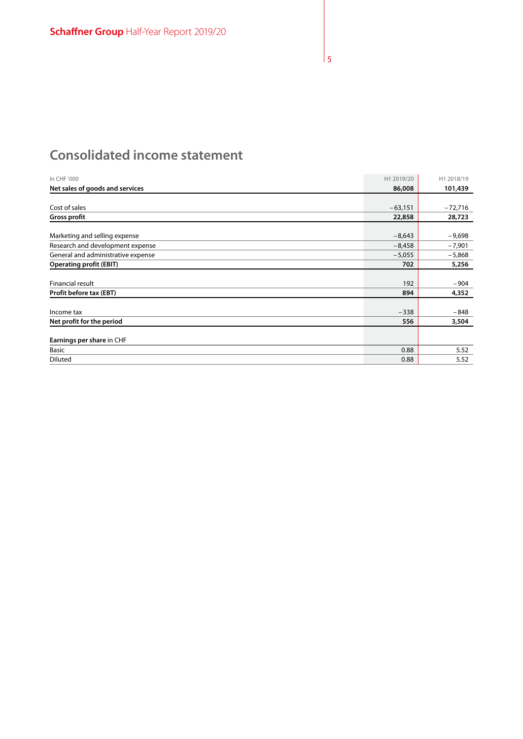# Consolidated income statement

| In CHF '000 | H1 2019/20 | H1 2018/19 |
|---|---|---|
| **Net sales of goods and services** | **86,008** | **101,439** |
| | | |
| Cost of sales | −63,151 | −72,716 |
| **Gross profit** | **22,858** | **28,723** |
| | | |
| Marketing and selling expense | −8,643 | −9,698 |
| Research and development expense | −8,458 | −7,901 |
| General and administrative expense | −5,055 | −5,868 |
| **Operating profit (EBIT)** | **702** | **5,256** |
| | | |
| Financial result | 192 | −904 |
| **Profit before tax (EBT)** | **894** | **4,352** |
| | | |
| Income tax | −338 | −848 |
| **Net profit for the period** | **556** | **3,504** |
| | | |
| **Earnings per share** in CHF | | |
| Basic | 0.88 | 5.52 |
| Diluted | 0.88 | 5.52 |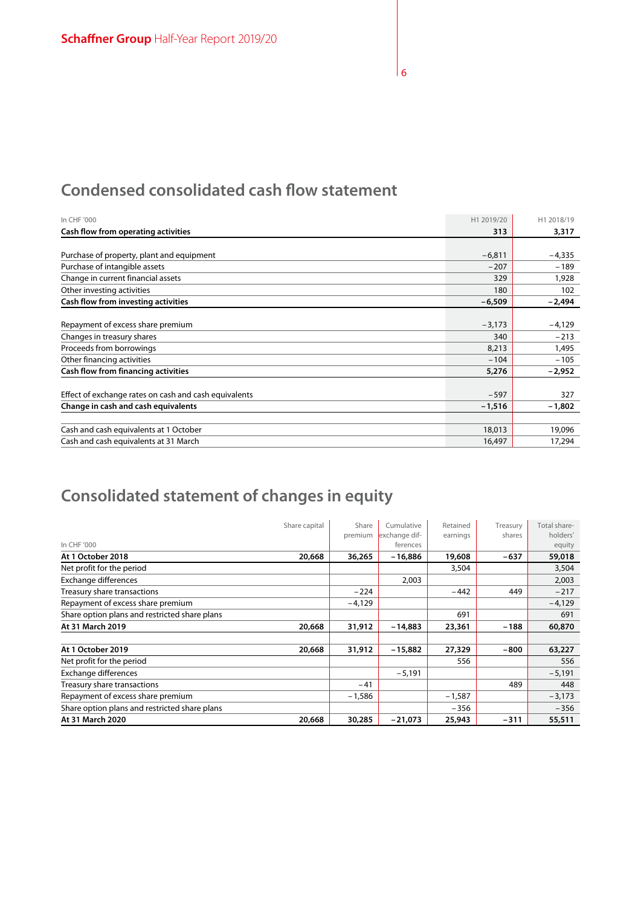## Condensed consolidated cash flow statement

| In CHF '000 | H1 2019/20 | H1 2018/19 |
|---|---|---|
| **Cash flow from operating activities** | **313** | **3,317** |
| | | |
| Purchase of property, plant and equipment | –6,811 | –4,335 |
| Purchase of intangible assets | –207 | –189 |
| Change in current financial assets | 329 | 1,928 |
| Other investing activities | 180 | 102 |
| **Cash flow from investing activities** | **–6,509** | **–2,494** |
| | | |
| Repayment of excess share premium | –3,173 | –4,129 |
| Changes in treasury shares | 340 | –213 |
| Proceeds from borrowings | 8,213 | 1,495 |
| Other financing activities | –104 | –105 |
| **Cash flow from financing activities** | **5,276** | **–2,952** |
| | | |
| Effect of exchange rates on cash and cash equivalents | –597 | 327 |
| **Change in cash and cash equivalents** | **–1,516** | **–1,802** |
| | | |
| Cash and cash equivalents at 1 October | 18,013 | 19,096 |
| Cash and cash equivalents at 31 March | 16,497 | 17,294 |

## Consolidated statement of changes in equity

| In CHF '000 | Share capital | Share premium | Cumulative exchange differences | Retained earnings | Treasury shares | Total shareholders' equity |
|---|---|---|---|---|---|---|
| **At 1 October 2018** | **20,668** | **36,265** | **–16,886** | **19,608** | **–637** | **59,018** |
| Net profit for the period | | | | 3,504 | | 3,504 |
| Exchange differences | | | 2,003 | | | 2,003 |
| Treasury share transactions | | –224 | | –442 | 449 | –217 |
| Repayment of excess share premium | | –4,129 | | | | –4,129 |
| Share option plans and restricted share plans | | | | 691 | | 691 |
| **At 31 March 2019** | **20,668** | **31,912** | **–14,883** | **23,361** | **–188** | **60,870** |
| | | | | | | |
| **At 1 October 2019** | **20,668** | **31,912** | **–15,882** | **27,329** | **–800** | **63,227** |
| Net profit for the period | | | | 556 | | 556 |
| Exchange differences | | | –5,191 | | | –5,191 |
| Treasury share transactions | | –41 | | | 489 | 448 |
| Repayment of excess share premium | | –1,586 | | –1,587 | | –3,173 |
| Share option plans and restricted share plans | | | | –356 | | –356 |
| **At 31 March 2020** | **20,668** | **30,285** | **–21,073** | **25,943** | **–311** | **55,511** |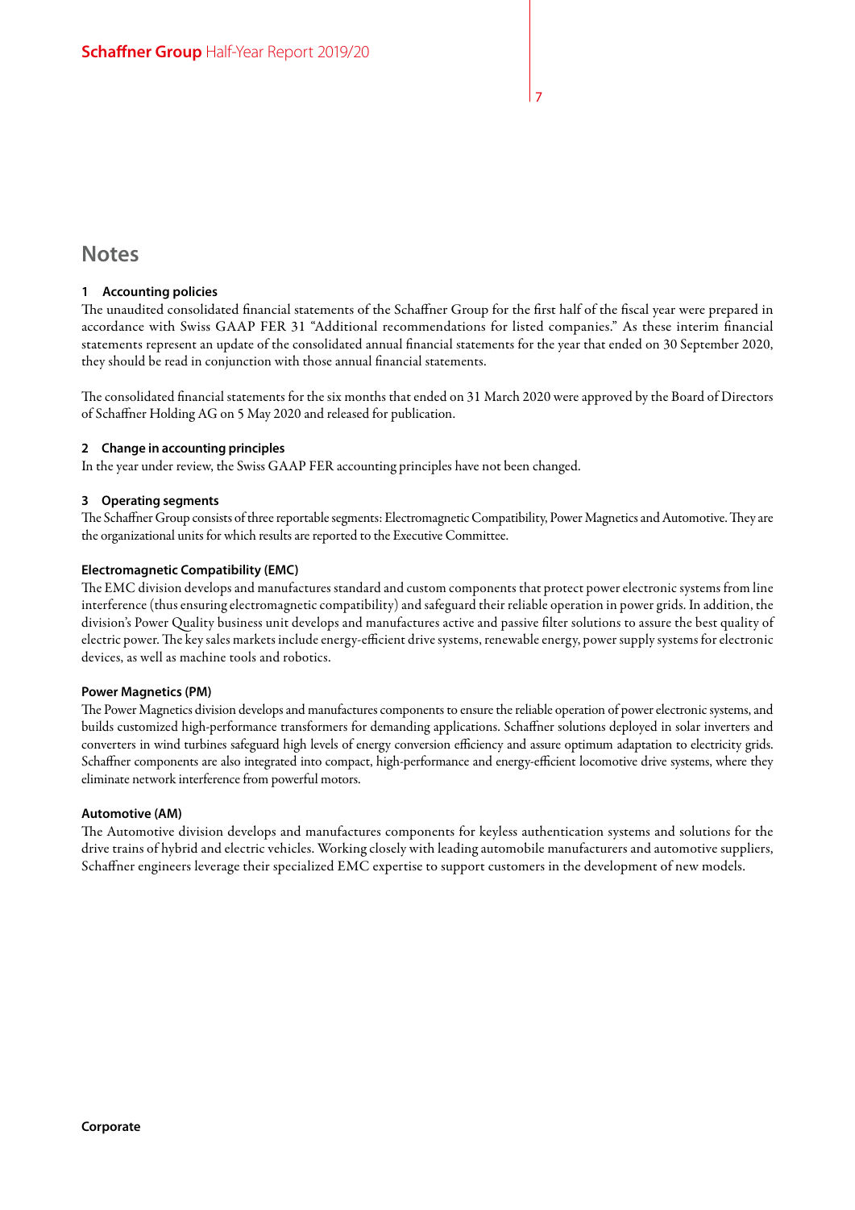# Notes

### 1 Accounting policies

The unaudited consolidated financial statements of the Schaffner Group for the first half of the fiscal year were prepared in accordance with Swiss GAAP FER 31 "Additional recommendations for listed companies." As these interim financial statements represent an update of the consolidated annual financial statements for the year that ended on 30 September 2020, they should be read in conjunction with those annual financial statements.

The consolidated financial statements for the six months that ended on 31 March 2020 were approved by the Board of Directors of Schaffner Holding AG on 5 May 2020 and released for publication.

### 2 Change in accounting principles

In the year under review, the Swiss GAAP FER accounting principles have not been changed.

### 3 Operating segments

The Schaffner Group consists of three reportable segments: Electromagnetic Compatibility, Power Magnetics and Automotive. They are the organizational units for which results are reported to the Executive Committee.

#### Electromagnetic Compatibility (EMC)

The EMC division develops and manufactures standard and custom components that protect power electronic systems from line interference (thus ensuring electromagnetic compatibility) and safeguard their reliable operation in power grids. In addition, the division's Power Quality business unit develops and manufactures active and passive filter solutions to assure the best quality of electric power. The key sales markets include energy-efficient drive systems, renewable energy, power supply systems for electronic devices, as well as machine tools and robotics.

#### Power Magnetics (PM)

The Power Magnetics division develops and manufactures components to ensure the reliable operation of power electronic systems, and builds customized high-performance transformers for demanding applications. Schaffner solutions deployed in solar inverters and converters in wind turbines safeguard high levels of energy conversion efficiency and assure optimum adaptation to electricity grids. Schaffner components are also integrated into compact, high-performance and energy-efficient locomotive drive systems, where they eliminate network interference from powerful motors.

#### Automotive (AM)

The Automotive division develops and manufactures components for keyless authentication systems and solutions for the drive trains of hybrid and electric vehicles. Working closely with leading automobile manufacturers and automotive suppliers, Schaffner engineers leverage their specialized EMC expertise to support customers in the development of new models.

#### Corporate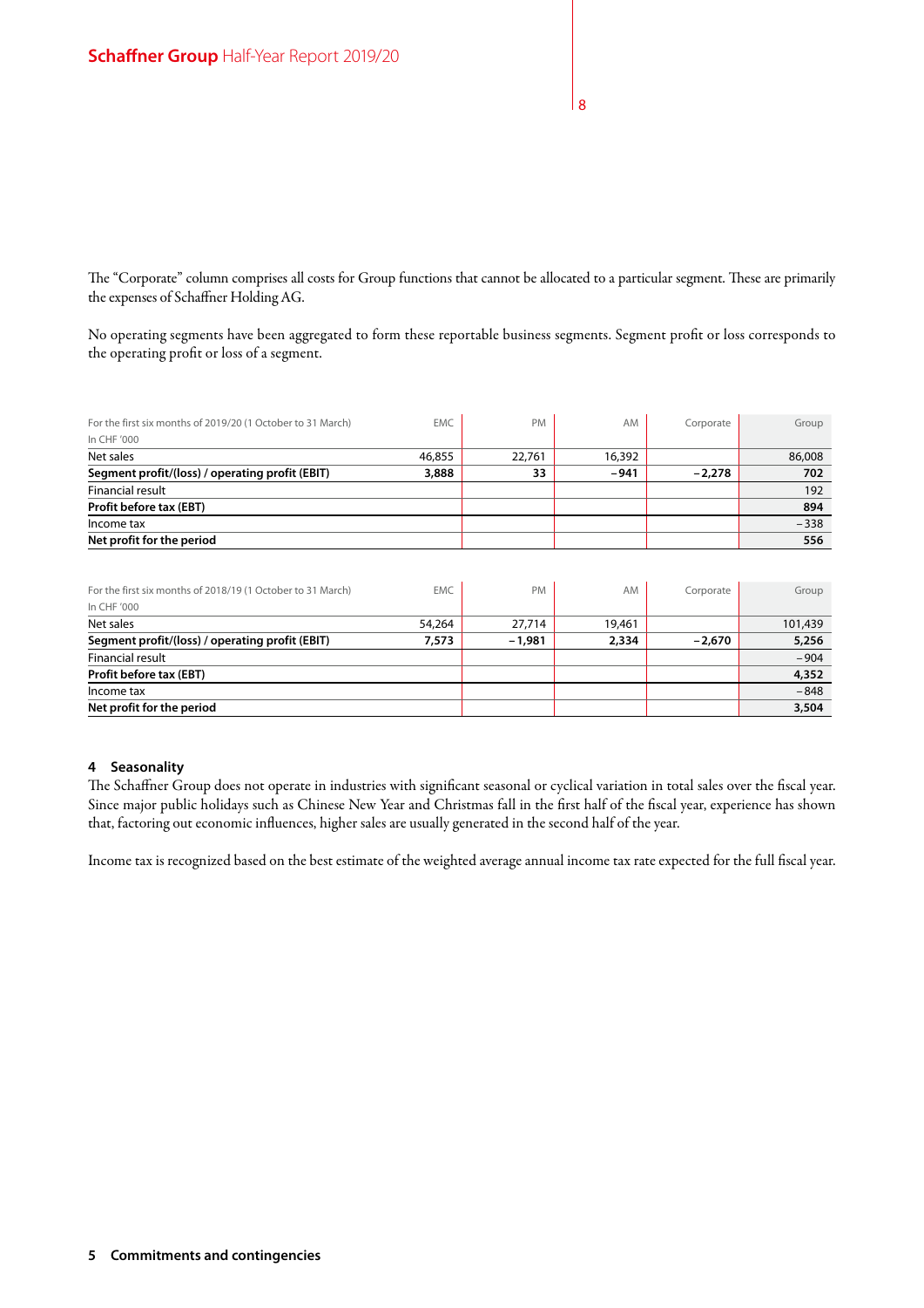The “Corporate” column comprises all costs for Group functions that cannot be allocated to a particular segment. These are primarily the expenses of Schaffner Holding AG.

No operating segments have been aggregated to form these reportable business segments. Segment profit or loss corresponds to the operating profit or loss of a segment.

| For the first six months of 2019/20 (1 October to 31 March)<br>In CHF '000 | EMC | PM | AM | Corporate | Group |
|---|---|---|---|---|---|
| Net sales | 46,855 | 22,761 | 16,392 | | 86,008 |
| **Segment profit/(loss) / operating profit (EBIT)** | **3,888** | **33** | **–941** | **–2,278** | **702** |
| Financial result | | | | | 192 |
| **Profit before tax (EBT)** | | | | | **894** |
| Income tax | | | | | –338 |
| **Net profit for the period** | | | | | **556** |

| For the first six months of 2018/19 (1 October to 31 March)<br>In CHF '000 | EMC | PM | AM | Corporate | Group |
|---|---|---|---|---|---|
| Net sales | 54,264 | 27,714 | 19,461 | | 101,439 |
| **Segment profit/(loss) / operating profit (EBIT)** | **7,573** | **–1,981** | **2,334** | **–2,670** | **5,256** |
| Financial result | | | | | –904 |
| **Profit before tax (EBT)** | | | | | **4,352** |
| Income tax | | | | | –848 |
| **Net profit for the period** | | | | | **3,504** |

## 4 Seasonality

The Schaffner Group does not operate in industries with significant seasonal or cyclical variation in total sales over the fiscal year. Since major public holidays such as Chinese New Year and Christmas fall in the first half of the fiscal year, experience has shown that, factoring out economic influences, higher sales are usually generated in the second half of the year.

Income tax is recognized based on the best estimate of the weighted average annual income tax rate expected for the full fiscal year.

## 5 Commitments and contingencies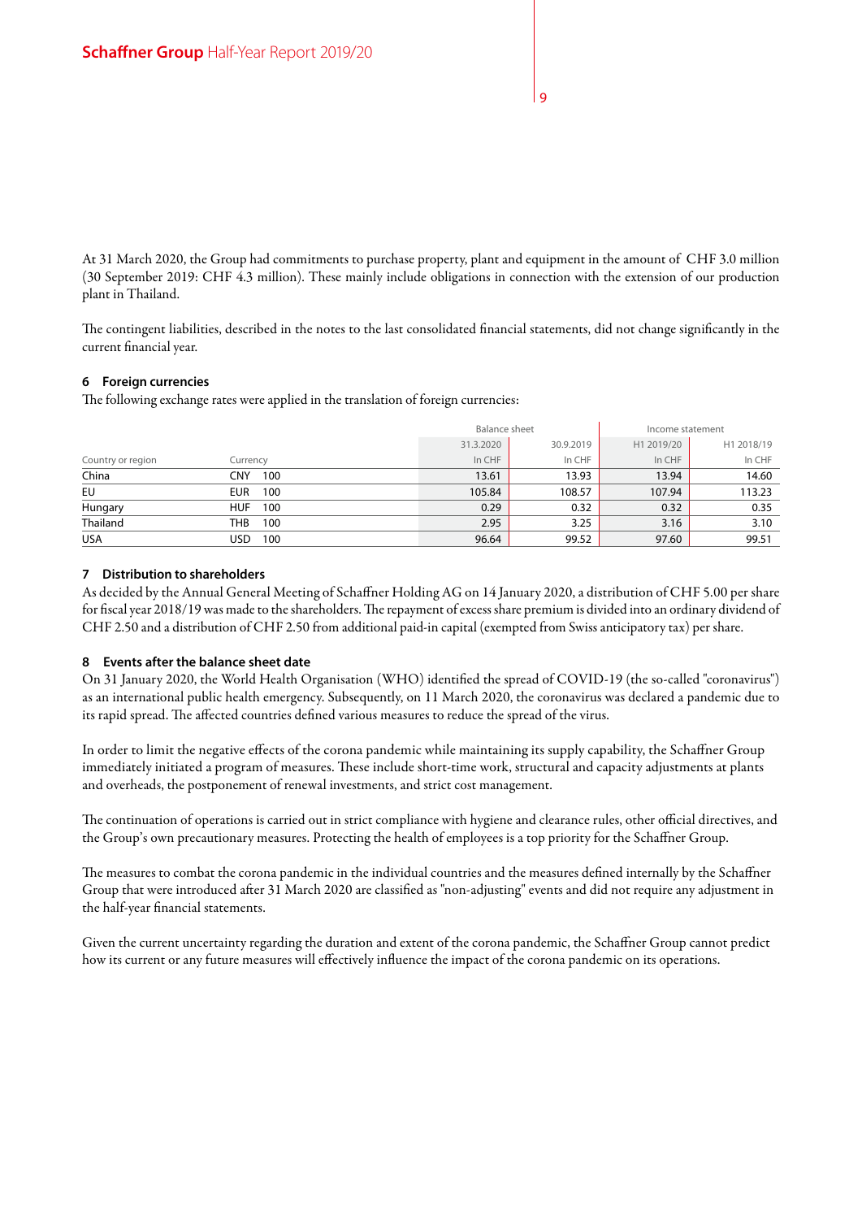At 31 March 2020, the Group had commitments to purchase property, plant and equipment in the amount of CHF 3.0 million (30 September 2019: CHF 4.3 million). These mainly include obligations in connection with the extension of our production plant in Thailand.

The contingent liabilities, described in the notes to the last consolidated financial statements, did not change significantly in the current financial year.

### 6 Foreign currencies

The following exchange rates were applied in the translation of foreign currencies:

| | | | Balance sheet | | Income statement | |
|---|---|---|---|---|---|---|
| | | | 31.3.2020 | 30.9.2019 | H1 2019/20 | H1 2018/19 |
| Country or region | Currency | | In CHF | In CHF | In CHF | In CHF |
| China | CNY | 100 | 13.61 | 13.93 | 13.94 | 14.60 |
| EU | EUR | 100 | 105.84 | 108.57 | 107.94 | 113.23 |
| Hungary | HUF | 100 | 0.29 | 0.32 | 0.32 | 0.35 |
| Thailand | THB | 100 | 2.95 | 3.25 | 3.16 | 3.10 |
| USA | USD | 100 | 96.64 | 99.52 | 97.60 | 99.51 |

### 7 Distribution to shareholders

As decided by the Annual General Meeting of Schaffner Holding AG on 14 January 2020, a distribution of CHF 5.00 per share for fiscal year 2018/19 was made to the shareholders. The repayment of excess share premium is divided into an ordinary dividend of CHF 2.50 and a distribution of CHF 2.50 from additional paid-in capital (exempted from Swiss anticipatory tax) per share.

### 8 Events after the balance sheet date

On 31 January 2020, the World Health Organisation (WHO) identified the spread of COVID-19 (the so-called "coronavirus") as an international public health emergency. Subsequently, on 11 March 2020, the coronavirus was declared a pandemic due to its rapid spread. The affected countries defined various measures to reduce the spread of the virus.

In order to limit the negative effects of the corona pandemic while maintaining its supply capability, the Schaffner Group immediately initiated a program of measures. These include short-time work, structural and capacity adjustments at plants and overheads, the postponement of renewal investments, and strict cost management.

The continuation of operations is carried out in strict compliance with hygiene and clearance rules, other official directives, and the Group's own precautionary measures. Protecting the health of employees is a top priority for the Schaffner Group.

The measures to combat the corona pandemic in the individual countries and the measures defined internally by the Schaffner Group that were introduced after 31 March 2020 are classified as "non-adjusting" events and did not require any adjustment in the half-year financial statements.

Given the current uncertainty regarding the duration and extent of the corona pandemic, the Schaffner Group cannot predict how its current or any future measures will effectively influence the impact of the corona pandemic on its operations.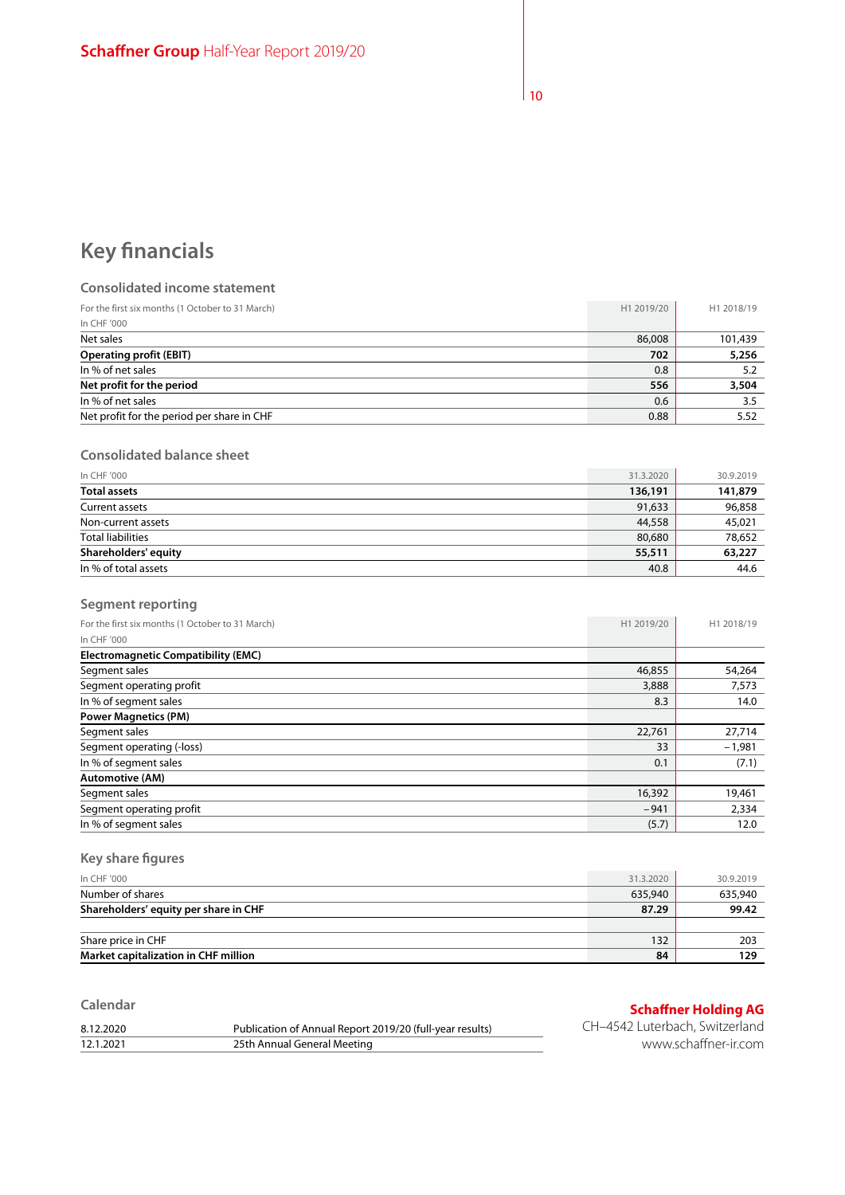# Key financials

## Consolidated income statement

| For the first six months (1 October to 31 March)<br>In CHF '000 | H1 2019/20 | H1 2018/19 |
|---|---|---|
| Net sales | 86,008 | 101,439 |
| **Operating profit (EBIT)** | **702** | **5,256** |
| In % of net sales | 0.8 | 5.2 |
| **Net profit for the period** | **556** | **3,504** |
| In % of net sales | 0.6 | 3.5 |
| Net profit for the period per share in CHF | 0.88 | 5.52 |

## Consolidated balance sheet

| In CHF '000 | 31.3.2020 | 30.9.2019 |
|---|---|---|
| **Total assets** | **136,191** | **141,879** |
| Current assets | 91,633 | 96,858 |
| Non-current assets | 44,558 | 45,021 |
| Total liabilities | 80,680 | 78,652 |
| **Shareholders' equity** | **55,511** | **63,227** |
| In % of total assets | 40.8 | 44.6 |

## Segment reporting

| For the first six months (1 October to 31 March)<br>In CHF '000 | H1 2019/20 | H1 2018/19 |
|---|---|---|
| **Electromagnetic Compatibility (EMC)** | | |
| Segment sales | 46,855 | 54,264 |
| Segment operating profit | 3,888 | 7,573 |
| In % of segment sales | 8.3 | 14.0 |
| **Power Magnetics (PM)** | | |
| Segment sales | 22,761 | 27,714 |
| Segment operating (-loss) | 33 | – 1,981 |
| In % of segment sales | 0.1 | (7.1) |
| **Automotive (AM)** | | |
| Segment sales | 16,392 | 19,461 |
| Segment operating profit | – 941 | 2,334 |
| In % of segment sales | (5.7) | 12.0 |

## Key share figures

| In CHF '000 | 31.3.2020 | 30.9.2019 |
|---|---|---|
| Number of shares | 635,940 | 635,940 |
| **Shareholders' equity per share in CHF** | **87.29** | **99.42** |
| | | |
| Share price in CHF | 132 | 203 |
| **Market capitalization in CHF million** | **84** | **129** |

## Calendar

| | |
|---|---|
| 8.12.2020 | Publication of Annual Report 2019/20 (full-year results) |
| 12.1.2021 | 25th Annual General Meeting |

**Schaffner Holding AG**
CH–4542 Luterbach, Switzerland
www.schaffner-ir.com